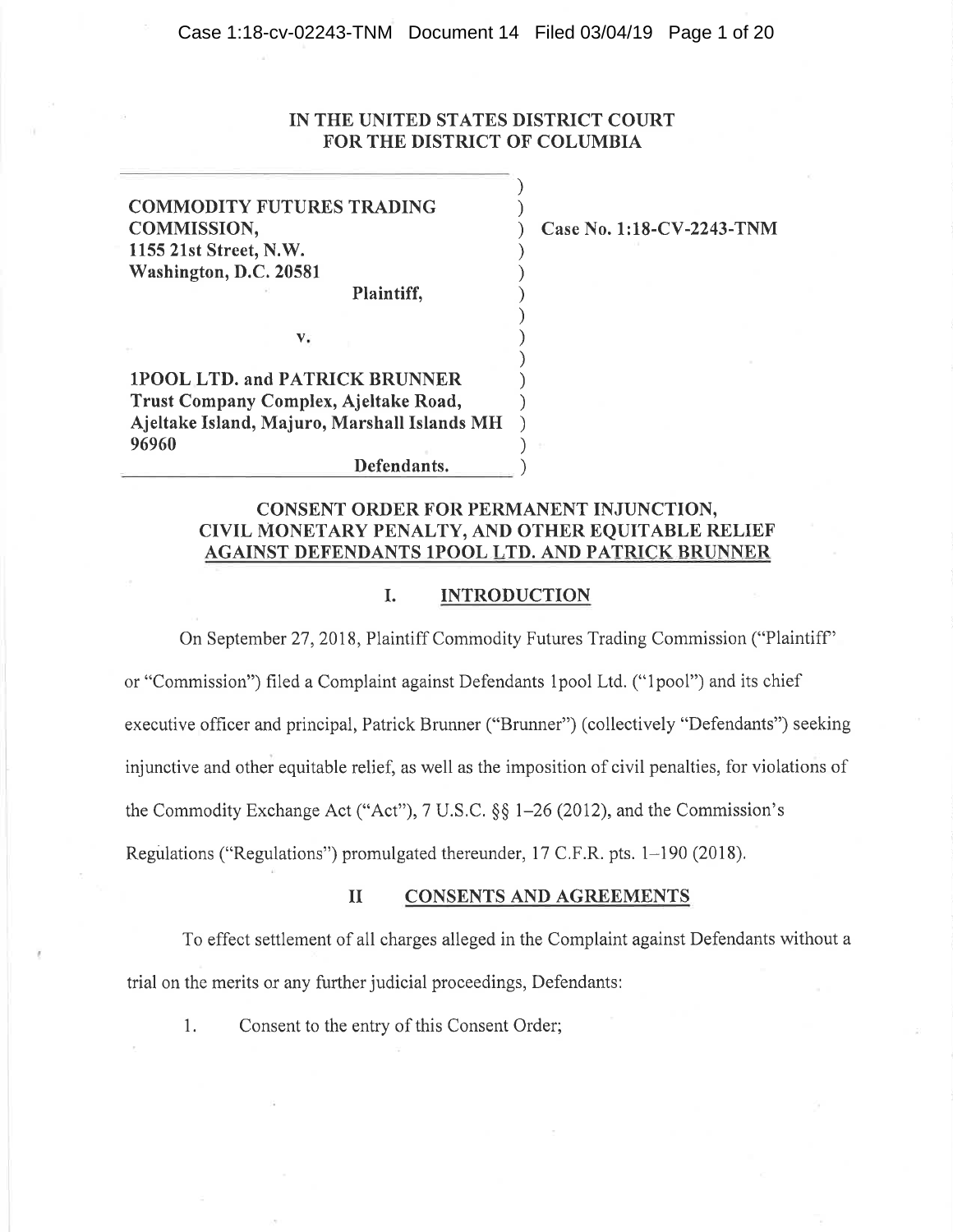**IN THE UNITED STATES DISTRICT COURT FOR THE DISTRICT OF COLUMBIA**

**COMMODITY FUTURES TRADING COMMISSION,**
**1155 21st Street, N.W.**
**Washington, D.C. 20581**

**Plaintiff,**

**v.**

**1POOL LTD. and PATRICK BRUNNER**
**Trust Company Complex, Ajeltake Road, Ajeltake Island, Majuro, Marshall Islands MH 96960**

**Defendants.**

**Case No. 1:18-CV-2243-TNM**

## CONSENT ORDER FOR PERMANENT INJUNCTION, CIVIL MONETARY PENALTY, AND OTHER EQUITABLE RELIEF AGAINST DEFENDANTS 1POOL LTD. AND PATRICK BRUNNER

### I. INTRODUCTION

On September 27, 2018, Plaintiff Commodity Futures Trading Commission ("Plaintiff" or "Commission") filed a Complaint against Defendants 1pool Ltd. ("1pool") and its chief executive officer and principal, Patrick Brunner ("Brunner") (collectively "Defendants") seeking injunctive and other equitable relief, as well as the imposition of civil penalties, for violations of the Commodity Exchange Act ("Act"), 7 U.S.C. §§ 1–26 (2012), and the Commission's Regulations ("Regulations") promulgated thereunder, 17 C.F.R. pts. 1–190 (2018).

### II CONSENTS AND AGREEMENTS

To effect settlement of all charges alleged in the Complaint against Defendants without a trial on the merits or any further judicial proceedings, Defendants:

1. Consent to the entry of this Consent Order;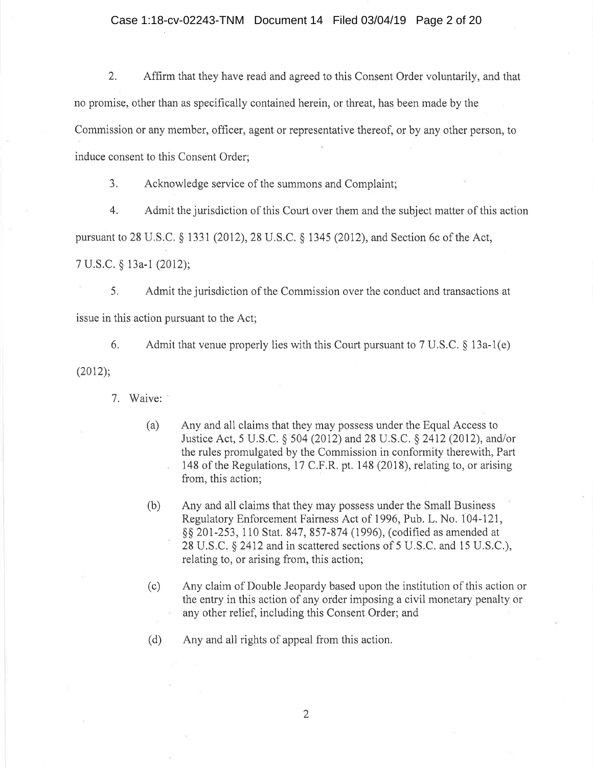2. Affirm that they have read and agreed to this Consent Order voluntarily, and that no promise, other than as specifically contained herein, or threat, has been made by the Commission or any member, officer, agent or representative thereof, or by any other person, to induce consent to this Consent Order;

3. Acknowledge service of the summons and Complaint;

4. Admit the jurisdiction of this Court over them and the subject matter of this action pursuant to 28 U.S.C. § 1331 (2012), 28 U.S.C. § 1345 (2012), and Section 6c of the Act, 7 U.S.C. § 13a-1 (2012);

5. Admit the jurisdiction of the Commission over the conduct and transactions at issue in this action pursuant to the Act;

6. Admit that venue properly lies with this Court pursuant to 7 U.S.C. § 13a-1(e) (2012);

7. Waive:

   (a) Any and all claims that they may possess under the Equal Access to Justice Act, 5 U.S.C. § 504 (2012) and 28 U.S.C. § 2412 (2012), and/or the rules promulgated by the Commission in conformity therewith, Part 148 of the Regulations, 17 C.F.R. pt. 148 (2018), relating to, or arising from, this action;

   (b) Any and all claims that they may possess under the Small Business Regulatory Enforcement Fairness Act of 1996, Pub. L. No. 104-121, §§ 201-253, 110 Stat. 847, 857-874 (1996), (codified as amended at 28 U.S.C. § 2412 and in scattered sections of 5 U.S.C. and 15 U.S.C.), relating to, or arising from, this action;

   (c) Any claim of Double Jeopardy based upon the institution of this action or the entry in this action of any order imposing a civil monetary penalty or any other relief, including this Consent Order; and

   (d) Any and all rights of appeal from this action.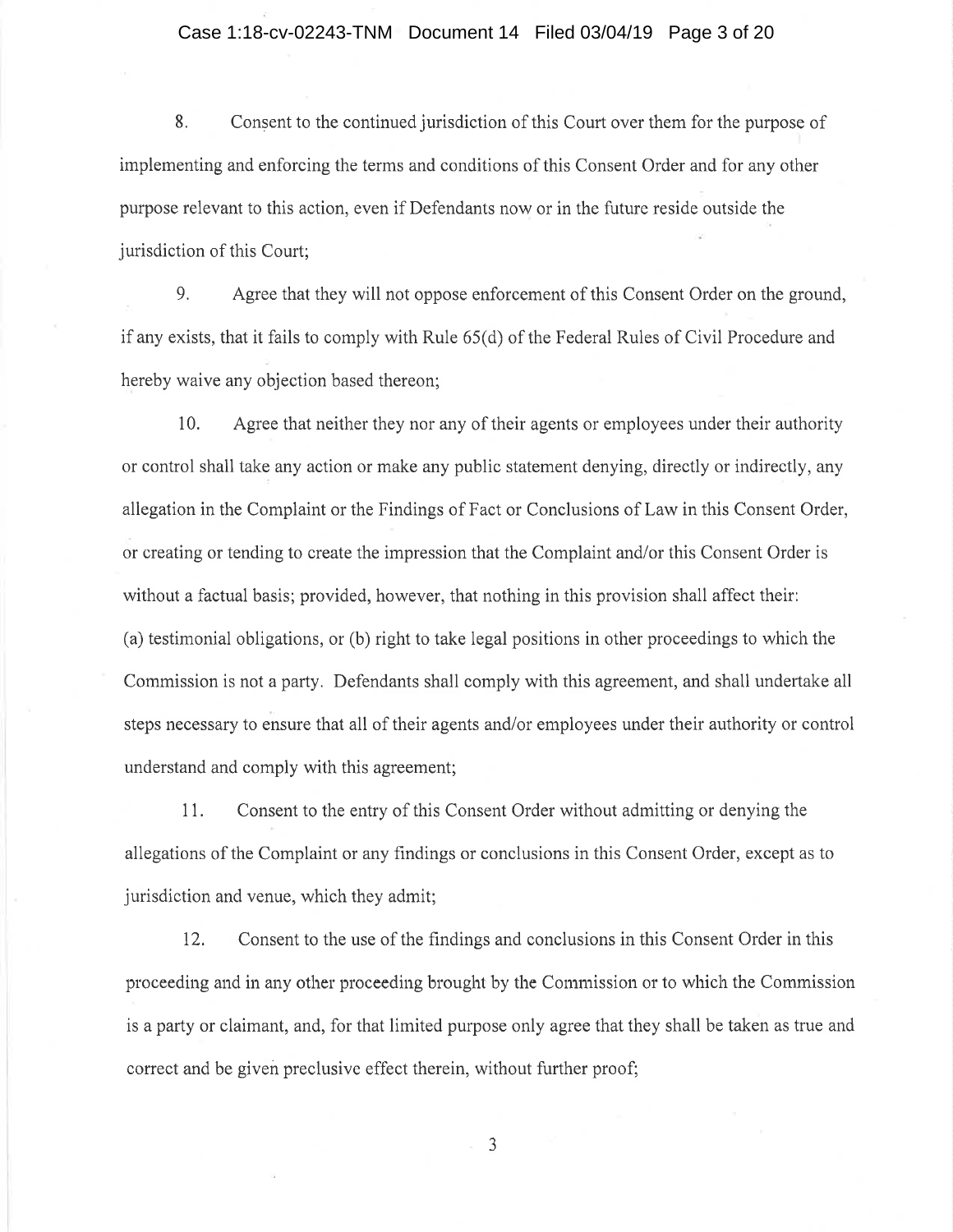8. Consent to the continued jurisdiction of this Court over them for the purpose of implementing and enforcing the terms and conditions of this Consent Order and for any other purpose relevant to this action, even if Defendants now or in the future reside outside the jurisdiction of this Court;

9. Agree that they will not oppose enforcement of this Consent Order on the ground, if any exists, that it fails to comply with Rule 65(d) of the Federal Rules of Civil Procedure and hereby waive any objection based thereon;

10. Agree that neither they nor any of their agents or employees under their authority or control shall take any action or make any public statement denying, directly or indirectly, any allegation in the Complaint or the Findings of Fact or Conclusions of Law in this Consent Order, or creating or tending to create the impression that the Complaint and/or this Consent Order is without a factual basis; provided, however, that nothing in this provision shall affect their: (a) testimonial obligations, or (b) right to take legal positions in other proceedings to which the Commission is not a party. Defendants shall comply with this agreement, and shall undertake all steps necessary to ensure that all of their agents and/or employees under their authority or control understand and comply with this agreement;

11. Consent to the entry of this Consent Order without admitting or denying the allegations of the Complaint or any findings or conclusions in this Consent Order, except as to jurisdiction and venue, which they admit;

12. Consent to the use of the findings and conclusions in this Consent Order in this proceeding and in any other proceeding brought by the Commission or to which the Commission is a party or claimant, and, for that limited purpose only agree that they shall be taken as true and correct and be given preclusive effect therein, without further proof;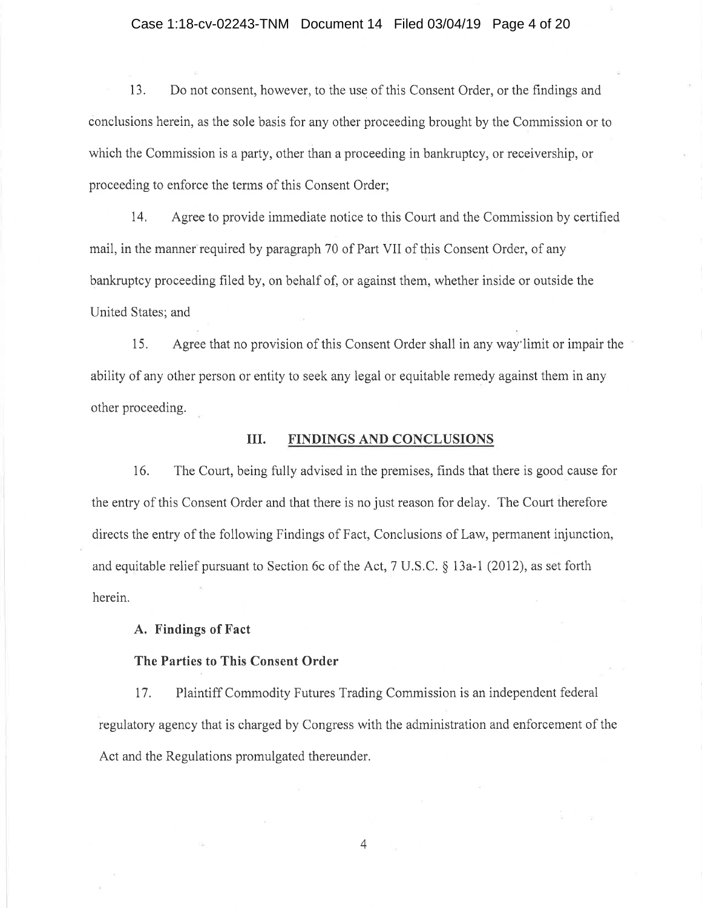13. Do not consent, however, to the use of this Consent Order, or the findings and conclusions herein, as the sole basis for any other proceeding brought by the Commission or to which the Commission is a party, other than a proceeding in bankruptcy, or receivership, or proceeding to enforce the terms of this Consent Order;

14. Agree to provide immediate notice to this Court and the Commission by certified mail, in the manner required by paragraph 70 of Part VII of this Consent Order, of any bankruptcy proceeding filed by, on behalf of, or against them, whether inside or outside the United States; and

15. Agree that no provision of this Consent Order shall in any way limit or impair the ability of any other person or entity to seek any legal or equitable remedy against them in any other proceeding.

## III. FINDINGS AND CONCLUSIONS

16. The Court, being fully advised in the premises, finds that there is good cause for the entry of this Consent Order and that there is no just reason for delay. The Court therefore directs the entry of the following Findings of Fact, Conclusions of Law, permanent injunction, and equitable relief pursuant to Section 6c of the Act, 7 U.S.C. § 13a-1 (2012), as set forth herein.

### A. Findings of Fact

**The Parties to This Consent Order**

17. Plaintiff Commodity Futures Trading Commission is an independent federal regulatory agency that is charged by Congress with the administration and enforcement of the Act and the Regulations promulgated thereunder.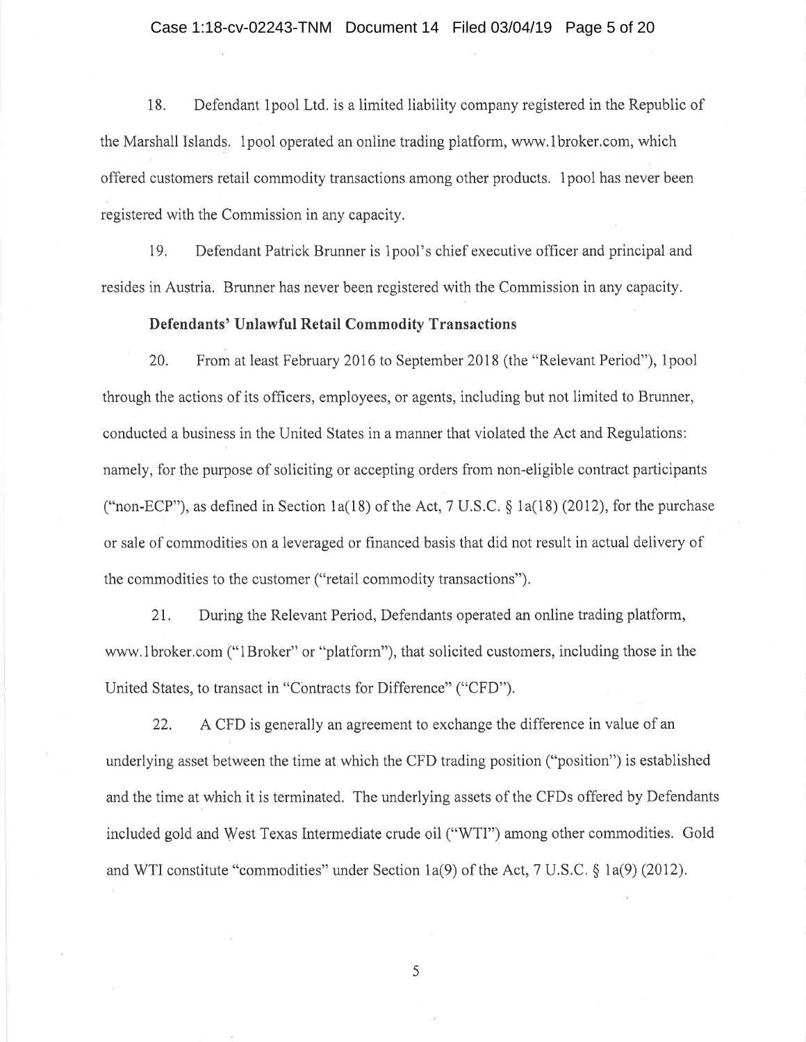18. Defendant 1pool Ltd. is a limited liability company registered in the Republic of the Marshall Islands. 1pool operated an online trading platform, www.1broker.com, which offered customers retail commodity transactions among other products. 1pool has never been registered with the Commission in any capacity.

19. Defendant Patrick Brunner is 1pool's chief executive officer and principal and resides in Austria. Brunner has never been registered with the Commission in any capacity.

**Defendants' Unlawful Retail Commodity Transactions**

20. From at least February 2016 to September 2018 (the "Relevant Period"), 1pool through the actions of its officers, employees, or agents, including but not limited to Brunner, conducted a business in the United States in a manner that violated the Act and Regulations: namely, for the purpose of soliciting or accepting orders from non-eligible contract participants ("non-ECP"), as defined in Section 1a(18) of the Act, 7 U.S.C. § 1a(18) (2012), for the purchase or sale of commodities on a leveraged or financed basis that did not result in actual delivery of the commodities to the customer ("retail commodity transactions").

21. During the Relevant Period, Defendants operated an online trading platform, www.1broker.com ("1Broker" or "platform"), that solicited customers, including those in the United States, to transact in "Contracts for Difference" ("CFD").

22. A CFD is generally an agreement to exchange the difference in value of an underlying asset between the time at which the CFD trading position ("position") is established and the time at which it is terminated. The underlying assets of the CFDs offered by Defendants included gold and West Texas Intermediate crude oil ("WTI") among other commodities. Gold and WTI constitute "commodities" under Section 1a(9) of the Act, 7 U.S.C. § 1a(9) (2012).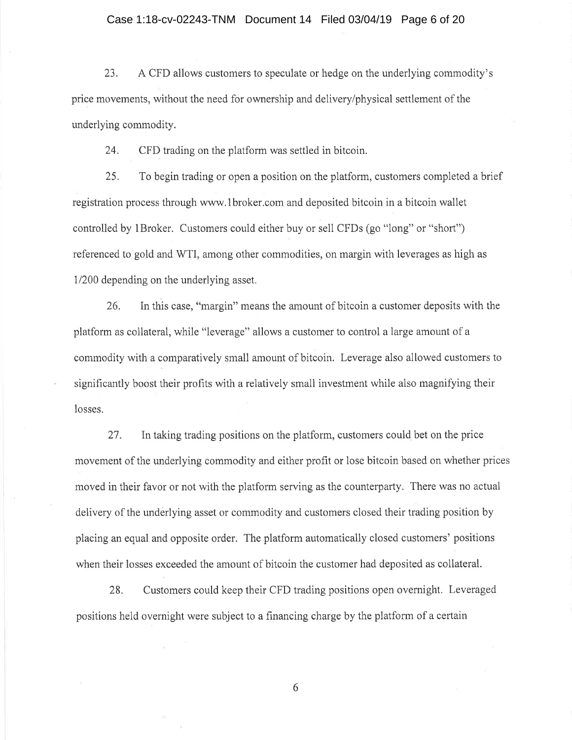23. A CFD allows customers to speculate or hedge on the underlying commodity's price movements, without the need for ownership and delivery/physical settlement of the underlying commodity.

24. CFD trading on the platform was settled in bitcoin.

25. To begin trading or open a position on the platform, customers completed a brief registration process through www.1broker.com and deposited bitcoin in a bitcoin wallet controlled by 1Broker. Customers could either buy or sell CFDs (go "long" or "short") referenced to gold and WTI, among other commodities, on margin with leverages as high as 1/200 depending on the underlying asset.

26. In this case, "margin" means the amount of bitcoin a customer deposits with the platform as collateral, while "leverage" allows a customer to control a large amount of a commodity with a comparatively small amount of bitcoin. Leverage also allowed customers to significantly boost their profits with a relatively small investment while also magnifying their losses.

27. In taking trading positions on the platform, customers could bet on the price movement of the underlying commodity and either profit or lose bitcoin based on whether prices moved in their favor or not with the platform serving as the counterparty. There was no actual delivery of the underlying asset or commodity and customers closed their trading position by placing an equal and opposite order. The platform automatically closed customers' positions when their losses exceeded the amount of bitcoin the customer had deposited as collateral.

28. Customers could keep their CFD trading positions open overnight. Leveraged positions held overnight were subject to a financing charge by the platform of a certain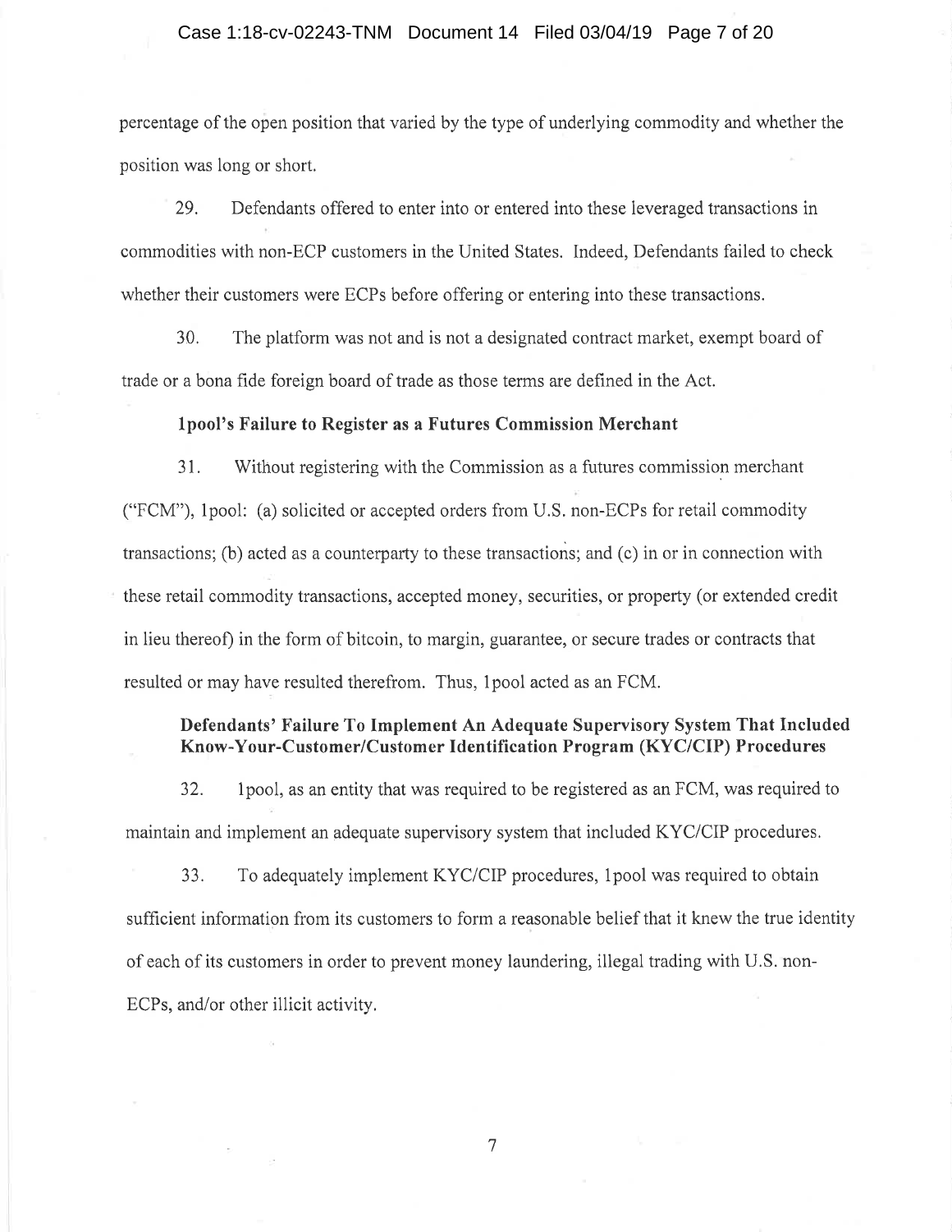percentage of the open position that varied by the type of underlying commodity and whether the position was long or short.

29. Defendants offered to enter into or entered into these leveraged transactions in commodities with non-ECP customers in the United States. Indeed, Defendants failed to check whether their customers were ECPs before offering or entering into these transactions.

30. The platform was not and is not a designated contract market, exempt board of trade or a bona fide foreign board of trade as those terms are defined in the Act.

**1pool's Failure to Register as a Futures Commission Merchant**

31. Without registering with the Commission as a futures commission merchant ("FCM"), 1pool: (a) solicited or accepted orders from U.S. non-ECPs for retail commodity transactions; (b) acted as a counterparty to these transactions; and (c) in or in connection with these retail commodity transactions, accepted money, securities, or property (or extended credit in lieu thereof) in the form of bitcoin, to margin, guarantee, or secure trades or contracts that resulted or may have resulted therefrom. Thus, 1pool acted as an FCM.

**Defendants' Failure To Implement An Adequate Supervisory System That Included Know-Your-Customer/Customer Identification Program (KYC/CIP) Procedures**

32. 1pool, as an entity that was required to be registered as an FCM, was required to maintain and implement an adequate supervisory system that included KYC/CIP procedures.

33. To adequately implement KYC/CIP procedures, 1pool was required to obtain sufficient information from its customers to form a reasonable belief that it knew the true identity of each of its customers in order to prevent money laundering, illegal trading with U.S. non-ECPs, and/or other illicit activity.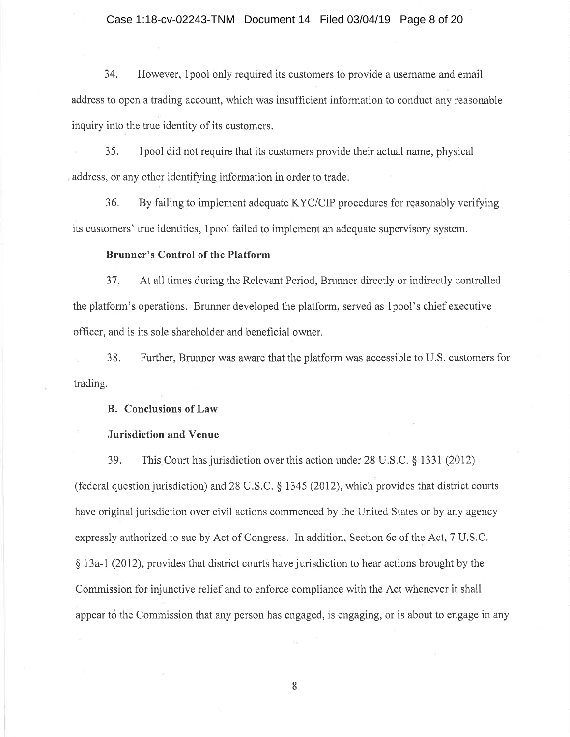34. However, 1pool only required its customers to provide a username and email address to open a trading account, which was insufficient information to conduct any reasonable inquiry into the true identity of its customers.

35. 1pool did not require that its customers provide their actual name, physical address, or any other identifying information in order to trade.

36. By failing to implement adequate KYC/CIP procedures for reasonably verifying its customers' true identities, 1pool failed to implement an adequate supervisory system.

**Brunner's Control of the Platform**

37. At all times during the Relevant Period, Brunner directly or indirectly controlled the platform's operations. Brunner developed the platform, served as 1pool's chief executive officer, and is its sole shareholder and beneficial owner.

38. Further, Brunner was aware that the platform was accessible to U.S. customers for trading.

**B. Conclusions of Law**

**Jurisdiction and Venue**

39. This Court has jurisdiction over this action under 28 U.S.C. § 1331 (2012) (federal question jurisdiction) and 28 U.S.C. § 1345 (2012), which provides that district courts have original jurisdiction over civil actions commenced by the United States or by any agency expressly authorized to sue by Act of Congress. In addition, Section 6c of the Act, 7 U.S.C. § 13a-1 (2012), provides that district courts have jurisdiction to hear actions brought by the Commission for injunctive relief and to enforce compliance with the Act whenever it shall appear to the Commission that any person has engaged, is engaging, or is about to engage in any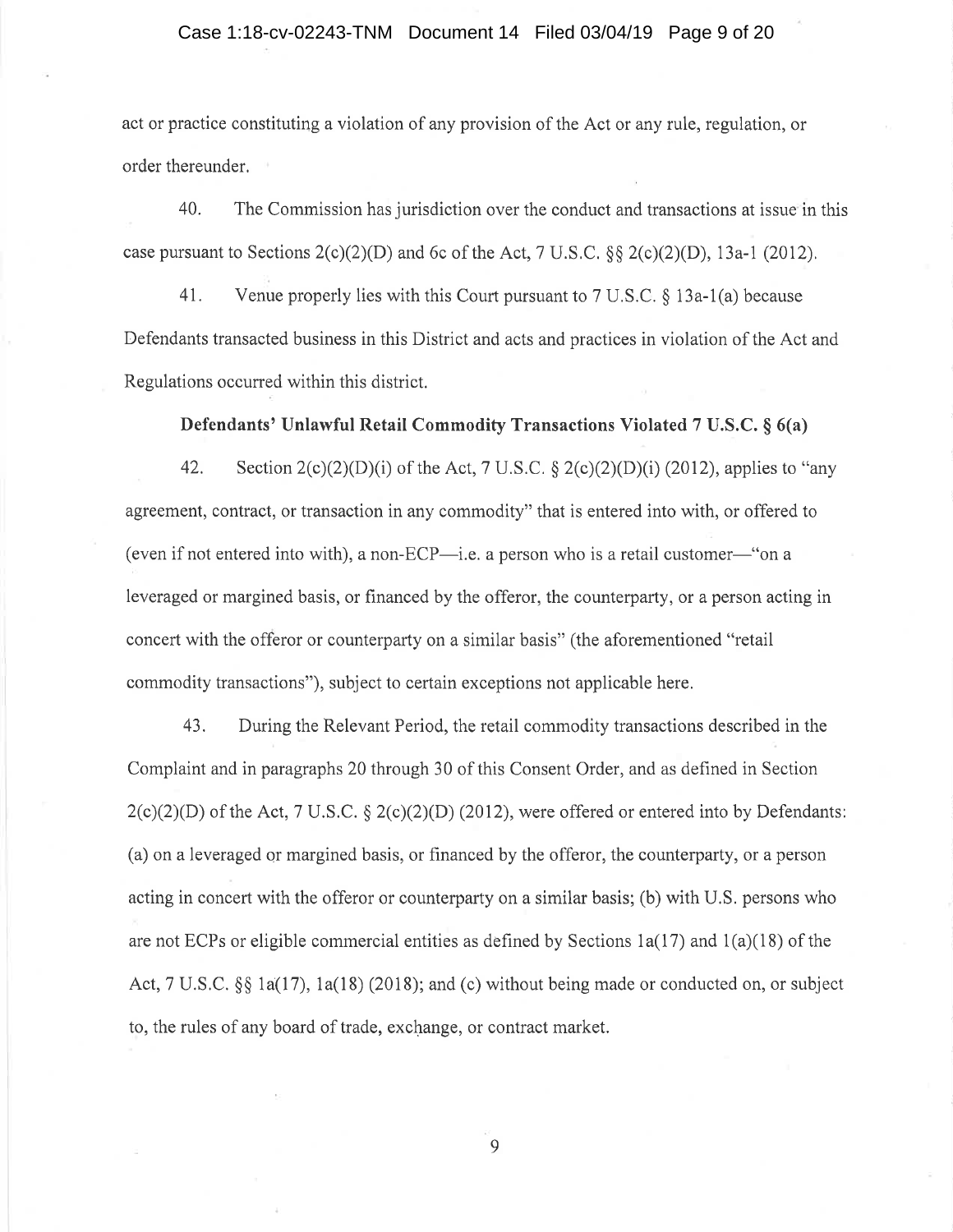act or practice constituting a violation of any provision of the Act or any rule, regulation, or order thereunder.

40. The Commission has jurisdiction over the conduct and transactions at issue in this case pursuant to Sections 2(c)(2)(D) and 6c of the Act, 7 U.S.C. §§ 2(c)(2)(D), 13a-1 (2012).

41. Venue properly lies with this Court pursuant to 7 U.S.C. § 13a-1(a) because Defendants transacted business in this District and acts and practices in violation of the Act and Regulations occurred within this district.

**Defendants' Unlawful Retail Commodity Transactions Violated 7 U.S.C. § 6(a)**

42. Section 2(c)(2)(D)(i) of the Act, 7 U.S.C. § 2(c)(2)(D)(i) (2012), applies to "any agreement, contract, or transaction in any commodity" that is entered into with, or offered to (even if not entered into with), a non-ECP—i.e. a person who is a retail customer—"on a leveraged or margined basis, or financed by the offeror, the counterparty, or a person acting in concert with the offeror or counterparty on a similar basis" (the aforementioned "retail commodity transactions"), subject to certain exceptions not applicable here.

43. During the Relevant Period, the retail commodity transactions described in the Complaint and in paragraphs 20 through 30 of this Consent Order, and as defined in Section 2(c)(2)(D) of the Act, 7 U.S.C. § 2(c)(2)(D) (2012), were offered or entered into by Defendants: (a) on a leveraged or margined basis, or financed by the offeror, the counterparty, or a person acting in concert with the offeror or counterparty on a similar basis; (b) with U.S. persons who are not ECPs or eligible commercial entities as defined by Sections 1a(17) and 1(a)(18) of the Act, 7 U.S.C. §§ 1a(17), 1a(18) (2018); and (c) without being made or conducted on, or subject to, the rules of any board of trade, exchange, or contract market.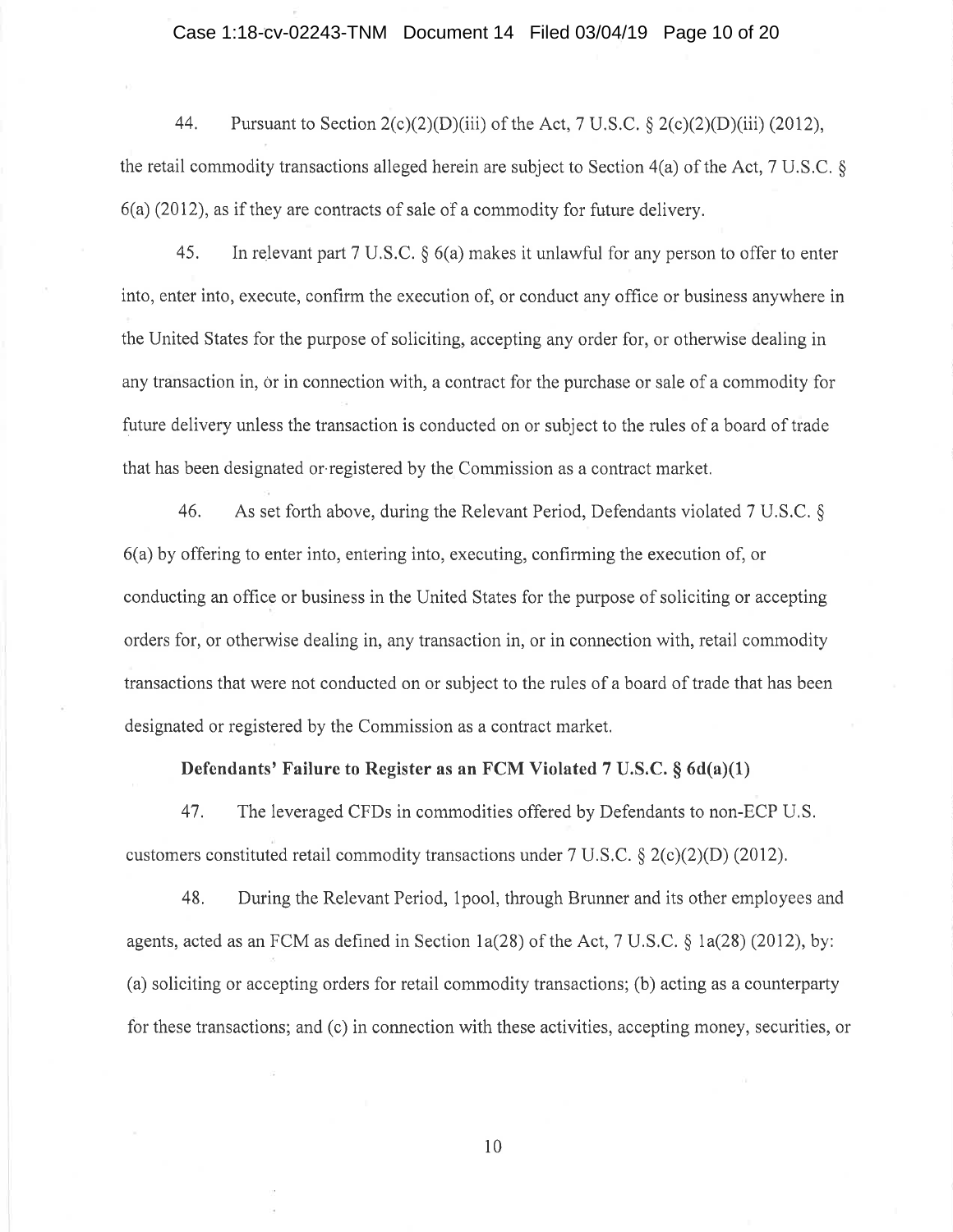44. Pursuant to Section 2(c)(2)(D)(iii) of the Act, 7 U.S.C. § 2(c)(2)(D)(iii) (2012), the retail commodity transactions alleged herein are subject to Section 4(a) of the Act, 7 U.S.C. § 6(a) (2012), as if they are contracts of sale of a commodity for future delivery.

45. In relevant part 7 U.S.C. § 6(a) makes it unlawful for any person to offer to enter into, enter into, execute, confirm the execution of, or conduct any office or business anywhere in the United States for the purpose of soliciting, accepting any order for, or otherwise dealing in any transaction in, or in connection with, a contract for the purchase or sale of a commodity for future delivery unless the transaction is conducted on or subject to the rules of a board of trade that has been designated or registered by the Commission as a contract market.

46. As set forth above, during the Relevant Period, Defendants violated 7 U.S.C. § 6(a) by offering to enter into, entering into, executing, confirming the execution of, or conducting an office or business in the United States for the purpose of soliciting or accepting orders for, or otherwise dealing in, any transaction in, or in connection with, retail commodity transactions that were not conducted on or subject to the rules of a board of trade that has been designated or registered by the Commission as a contract market.

**Defendants' Failure to Register as an FCM Violated 7 U.S.C. § 6d(a)(1)**

47. The leveraged CFDs in commodities offered by Defendants to non-ECP U.S. customers constituted retail commodity transactions under 7 U.S.C. § 2(c)(2)(D) (2012).

48. During the Relevant Period, 1pool, through Brunner and its other employees and agents, acted as an FCM as defined in Section 1a(28) of the Act, 7 U.S.C. § 1a(28) (2012), by: (a) soliciting or accepting orders for retail commodity transactions; (b) acting as a counterparty for these transactions; and (c) in connection with these activities, accepting money, securities, or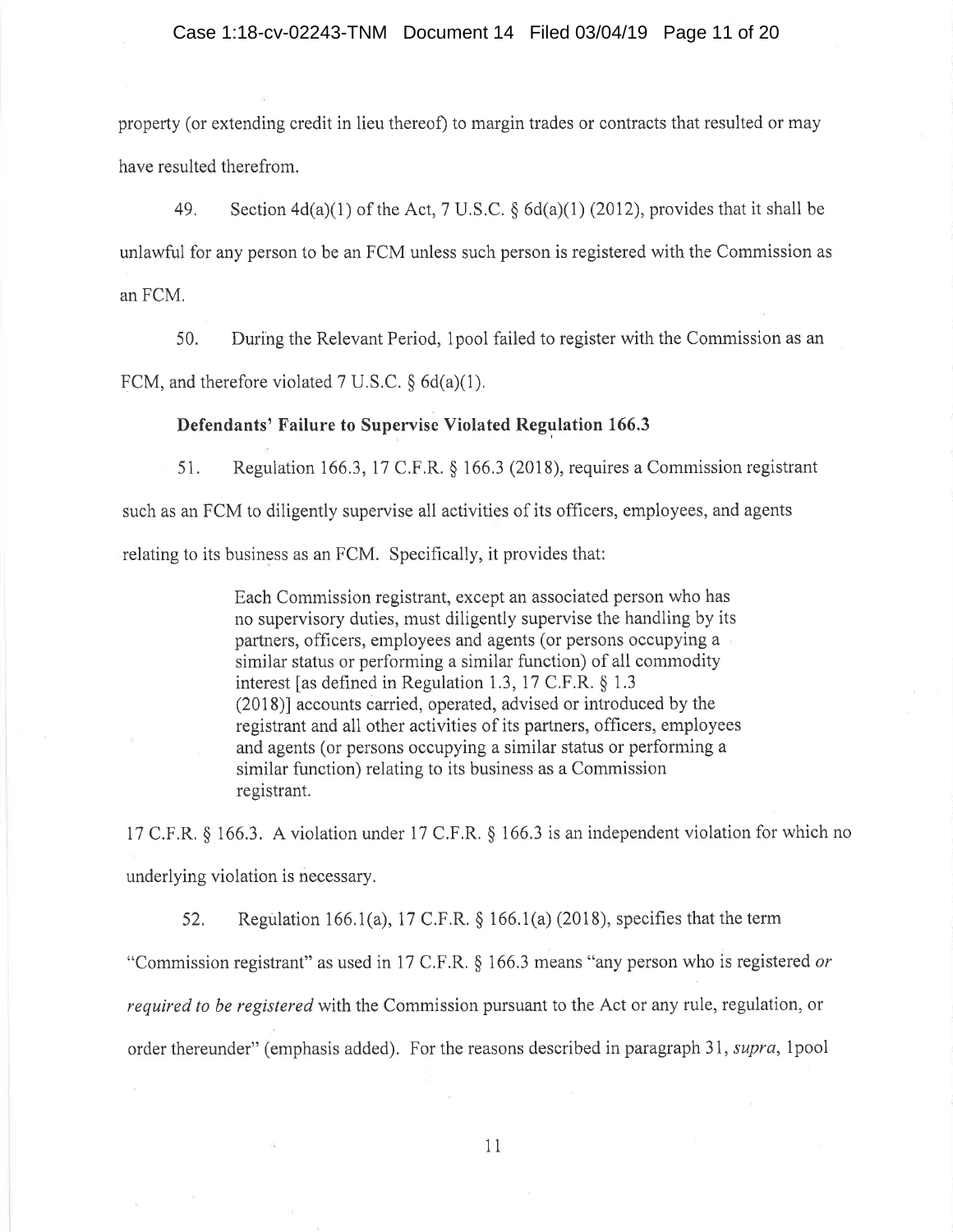property (or extending credit in lieu thereof) to margin trades or contracts that resulted or may have resulted therefrom.

49. Section 4d(a)(1) of the Act, 7 U.S.C. § 6d(a)(1) (2012), provides that it shall be unlawful for any person to be an FCM unless such person is registered with the Commission as an FCM.

50. During the Relevant Period, 1pool failed to register with the Commission as an FCM, and therefore violated 7 U.S.C. § 6d(a)(1).

**Defendants' Failure to Supervise Violated Regulation 166.3**

51. Regulation 166.3, 17 C.F.R. § 166.3 (2018), requires a Commission registrant such as an FCM to diligently supervise all activities of its officers, employees, and agents relating to its business as an FCM. Specifically, it provides that:

> Each Commission registrant, except an associated person who has no supervisory duties, must diligently supervise the handling by its partners, officers, employees and agents (or persons occupying a similar status or performing a similar function) of all commodity interest [as defined in Regulation 1.3, 17 C.F.R. § 1.3 (2018)] accounts carried, operated, advised or introduced by the registrant and all other activities of its partners, officers, employees and agents (or persons occupying a similar status or performing a similar function) relating to its business as a Commission registrant.

17 C.F.R. § 166.3. A violation under 17 C.F.R. § 166.3 is an independent violation for which no underlying violation is necessary.

52. Regulation 166.1(a), 17 C.F.R. § 166.1(a) (2018), specifies that the term "Commission registrant" as used in 17 C.F.R. § 166.3 means "any person who is registered *or required to be registered* with the Commission pursuant to the Act or any rule, regulation, or order thereunder" (emphasis added). For the reasons described in paragraph 31, *supra*, 1pool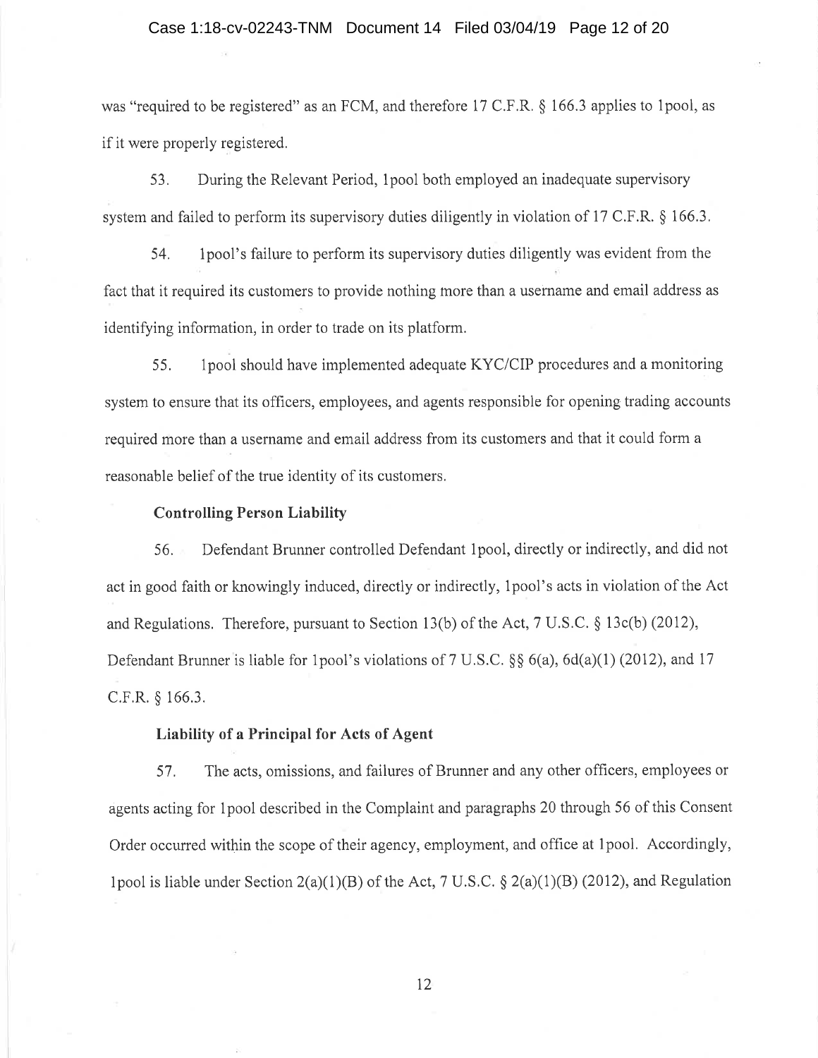was "required to be registered" as an FCM, and therefore 17 C.F.R. § 166.3 applies to 1pool, as if it were properly registered.

53. During the Relevant Period, 1pool both employed an inadequate supervisory system and failed to perform its supervisory duties diligently in violation of 17 C.F.R. § 166.3.

54. 1pool's failure to perform its supervisory duties diligently was evident from the fact that it required its customers to provide nothing more than a username and email address as identifying information, in order to trade on its platform.

55. 1pool should have implemented adequate KYC/CIP procedures and a monitoring system to ensure that its officers, employees, and agents responsible for opening trading accounts required more than a username and email address from its customers and that it could form a reasonable belief of the true identity of its customers.

**Controlling Person Liability**

56. Defendant Brunner controlled Defendant 1pool, directly or indirectly, and did not act in good faith or knowingly induced, directly or indirectly, 1pool's acts in violation of the Act and Regulations. Therefore, pursuant to Section 13(b) of the Act, 7 U.S.C. § 13c(b) (2012), Defendant Brunner is liable for 1pool's violations of 7 U.S.C. §§ 6(a), 6d(a)(1) (2012), and 17 C.F.R. § 166.3.

**Liability of a Principal for Acts of Agent**

57. The acts, omissions, and failures of Brunner and any other officers, employees or agents acting for 1pool described in the Complaint and paragraphs 20 through 56 of this Consent Order occurred within the scope of their agency, employment, and office at 1pool. Accordingly, 1pool is liable under Section 2(a)(1)(B) of the Act, 7 U.S.C. § 2(a)(1)(B) (2012), and Regulation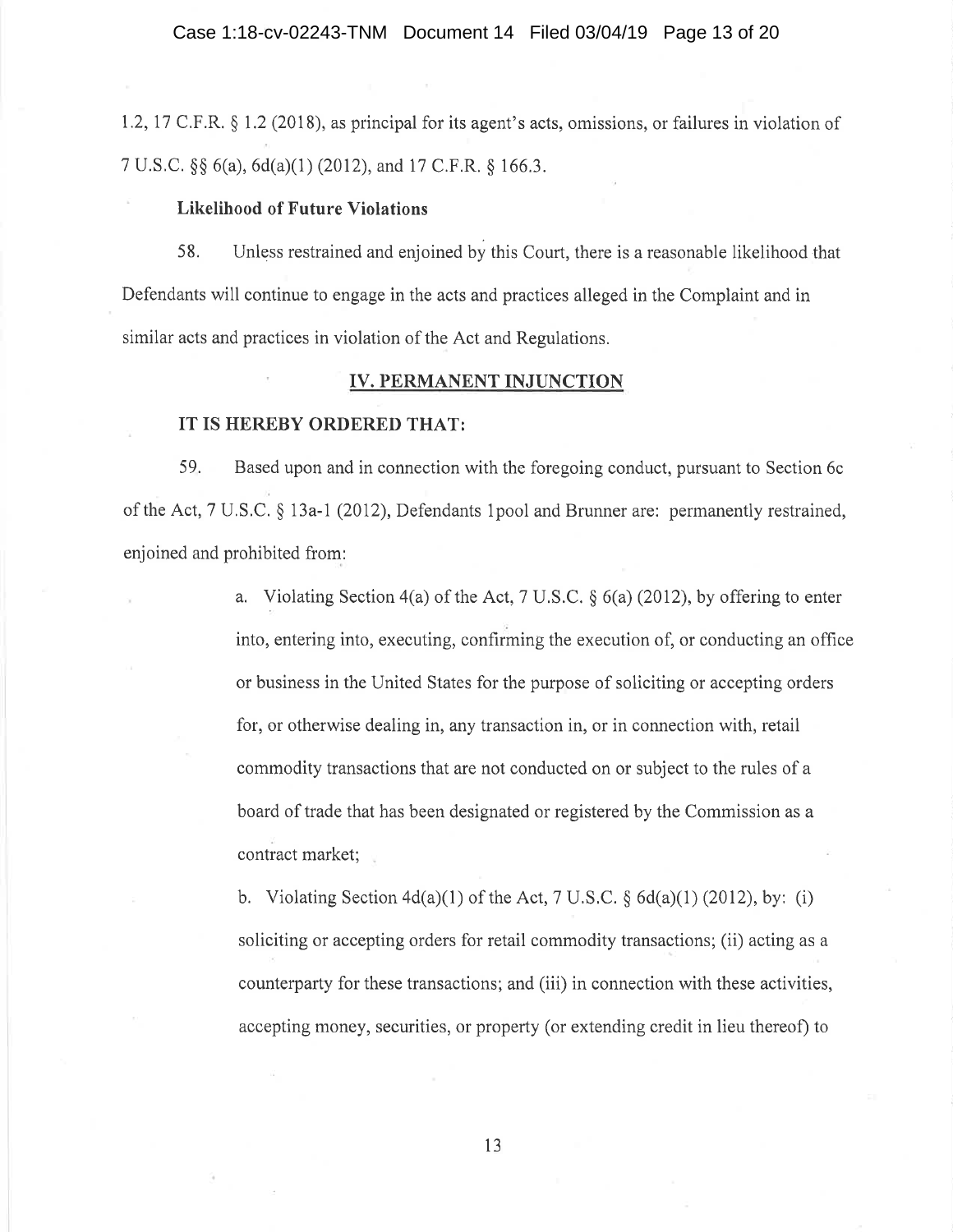1.2, 17 C.F.R. § 1.2 (2018), as principal for its agent's acts, omissions, or failures in violation of 7 U.S.C. §§ 6(a), 6d(a)(1) (2012), and 17 C.F.R. § 166.3.

**Likelihood of Future Violations**

58. Unless restrained and enjoined by this Court, there is a reasonable likelihood that Defendants will continue to engage in the acts and practices alleged in the Complaint and in similar acts and practices in violation of the Act and Regulations.

## IV. PERMANENT INJUNCTION

**IT IS HEREBY ORDERED THAT:**

59. Based upon and in connection with the foregoing conduct, pursuant to Section 6c of the Act, 7 U.S.C. § 13a-1 (2012), Defendants 1pool and Brunner are: permanently restrained, enjoined and prohibited from:

> a. Violating Section 4(a) of the Act, 7 U.S.C. § 6(a) (2012), by offering to enter into, entering into, executing, confirming the execution of, or conducting an office or business in the United States for the purpose of soliciting or accepting orders for, or otherwise dealing in, any transaction in, or in connection with, retail commodity transactions that are not conducted on or subject to the rules of a board of trade that has been designated or registered by the Commission as a contract market;
>
> b. Violating Section 4d(a)(1) of the Act, 7 U.S.C. § 6d(a)(1) (2012), by: (i) soliciting or accepting orders for retail commodity transactions; (ii) acting as a counterparty for these transactions; and (iii) in connection with these activities, accepting money, securities, or property (or extending credit in lieu thereof) to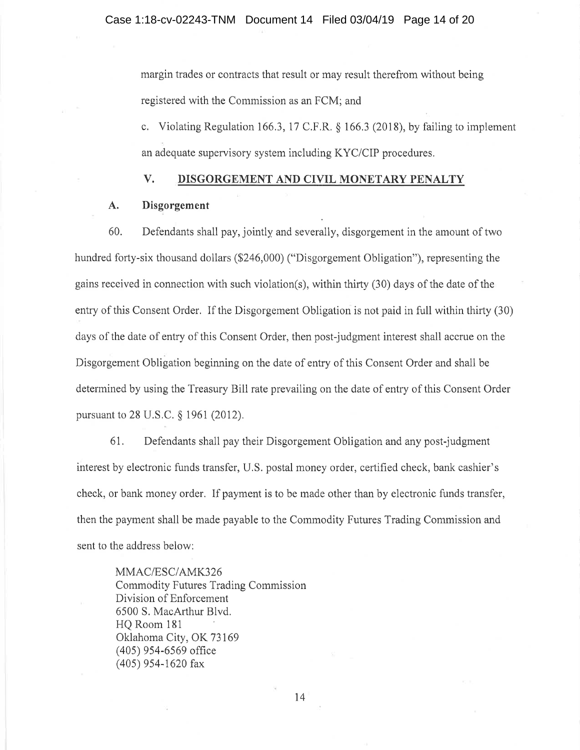margin trades or contracts that result or may result therefrom without being registered with the Commission as an FCM; and

c. Violating Regulation 166.3, 17 C.F.R. § 166.3 (2018), by failing to implement an adequate supervisory system including KYC/CIP procedures.

## V. DISGORGEMENT AND CIVIL MONETARY PENALTY

### A. Disgorgement

60. Defendants shall pay, jointly and severally, disgorgement in the amount of two hundred forty-six thousand dollars ($246,000) ("Disgorgement Obligation"), representing the gains received in connection with such violation(s), within thirty (30) days of the date of the entry of this Consent Order. If the Disgorgement Obligation is not paid in full within thirty (30) days of the date of entry of this Consent Order, then post-judgment interest shall accrue on the Disgorgement Obligation beginning on the date of entry of this Consent Order and shall be determined by using the Treasury Bill rate prevailing on the date of entry of this Consent Order pursuant to 28 U.S.C. § 1961 (2012).

61. Defendants shall pay their Disgorgement Obligation and any post-judgment interest by electronic funds transfer, U.S. postal money order, certified check, bank cashier's check, or bank money order. If payment is to be made other than by electronic funds transfer, then the payment shall be made payable to the Commodity Futures Trading Commission and sent to the address below:

MMAC/ESC/AMK326
Commodity Futures Trading Commission
Division of Enforcement
6500 S. MacArthur Blvd.
HQ Room 181
Oklahoma City, OK 73169
(405) 954-6569 office
(405) 954-1620 fax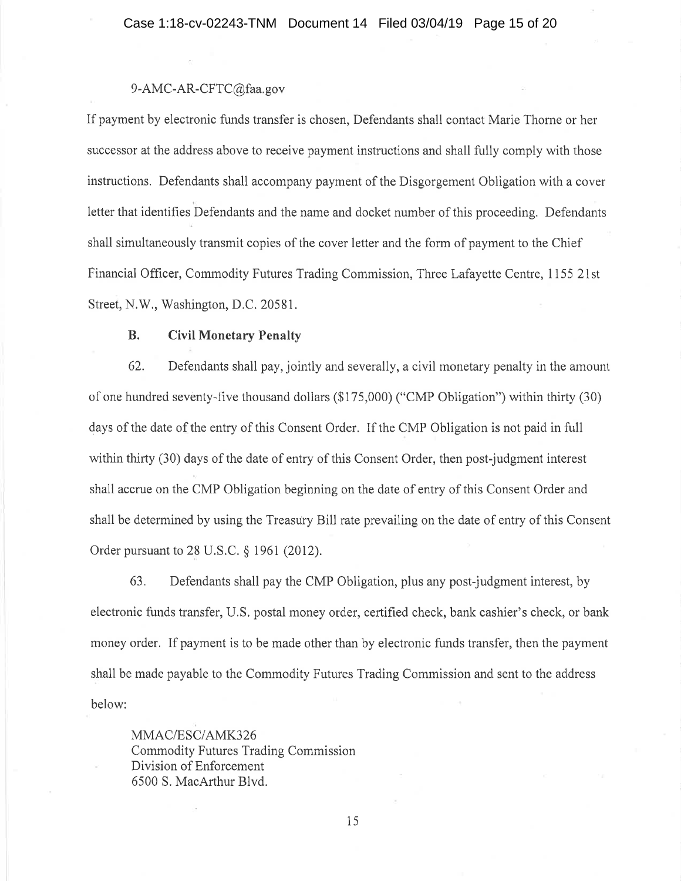9-AMC-AR-CFTC@faa.gov

If payment by electronic funds transfer is chosen, Defendants shall contact Marie Thorne or her successor at the address above to receive payment instructions and shall fully comply with those instructions. Defendants shall accompany payment of the Disgorgement Obligation with a cover letter that identifies Defendants and the name and docket number of this proceeding. Defendants shall simultaneously transmit copies of the cover letter and the form of payment to the Chief Financial Officer, Commodity Futures Trading Commission, Three Lafayette Centre, 1155 21st Street, N.W., Washington, D.C. 20581.

### B. Civil Monetary Penalty

62. Defendants shall pay, jointly and severally, a civil monetary penalty in the amount of one hundred seventy-five thousand dollars ($175,000) ("CMP Obligation") within thirty (30) days of the date of the entry of this Consent Order. If the CMP Obligation is not paid in full within thirty (30) days of the date of entry of this Consent Order, then post-judgment interest shall accrue on the CMP Obligation beginning on the date of entry of this Consent Order and shall be determined by using the Treasury Bill rate prevailing on the date of entry of this Consent Order pursuant to 28 U.S.C. § 1961 (2012).

63. Defendants shall pay the CMP Obligation, plus any post-judgment interest, by electronic funds transfer, U.S. postal money order, certified check, bank cashier's check, or bank money order. If payment is to be made other than by electronic funds transfer, then the payment shall be made payable to the Commodity Futures Trading Commission and sent to the address below:

MMAC/ESC/AMK326
Commodity Futures Trading Commission
Division of Enforcement
6500 S. MacArthur Blvd.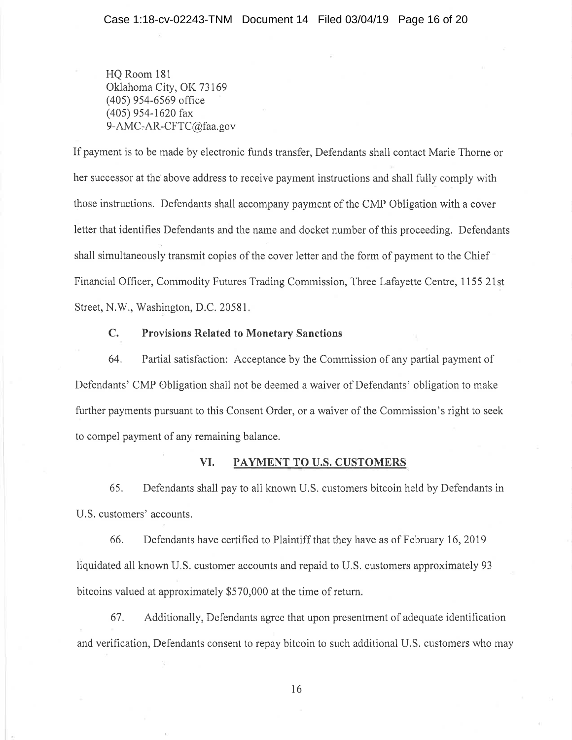HQ Room 181
Oklahoma City, OK 73169
(405) 954-6569 office
(405) 954-1620 fax
9-AMC-AR-CFTC@faa.gov

If payment is to be made by electronic funds transfer, Defendants shall contact Marie Thorne or her successor at the above address to receive payment instructions and shall fully comply with those instructions. Defendants shall accompany payment of the CMP Obligation with a cover letter that identifies Defendants and the name and docket number of this proceeding. Defendants shall simultaneously transmit copies of the cover letter and the form of payment to the Chief Financial Officer, Commodity Futures Trading Commission, Three Lafayette Centre, 1155 21st Street, N.W., Washington, D.C. 20581.

### C. Provisions Related to Monetary Sanctions

64. Partial satisfaction: Acceptance by the Commission of any partial payment of Defendants' CMP Obligation shall not be deemed a waiver of Defendants' obligation to make further payments pursuant to this Consent Order, or a waiver of the Commission's right to seek to compel payment of any remaining balance.

## VI. PAYMENT TO U.S. CUSTOMERS

65. Defendants shall pay to all known U.S. customers bitcoin held by Defendants in U.S. customers' accounts.

66. Defendants have certified to Plaintiff that they have as of February 16, 2019 liquidated all known U.S. customer accounts and repaid to U.S. customers approximately 93 bitcoins valued at approximately $570,000 at the time of return.

67. Additionally, Defendants agree that upon presentment of adequate identification and verification, Defendants consent to repay bitcoin to such additional U.S. customers who may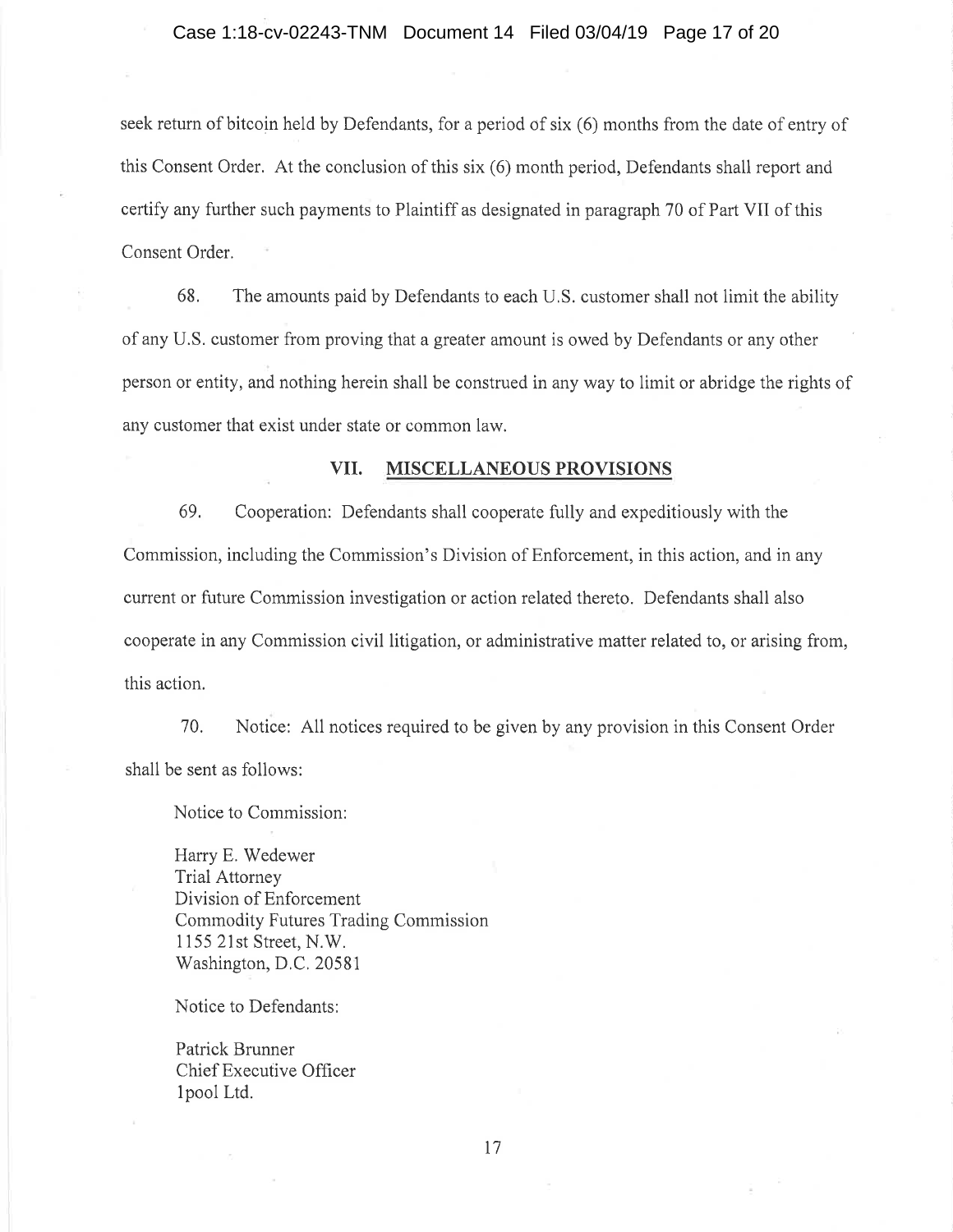seek return of bitcoin held by Defendants, for a period of six (6) months from the date of entry of this Consent Order. At the conclusion of this six (6) month period, Defendants shall report and certify any further such payments to Plaintiff as designated in paragraph 70 of Part VII of this Consent Order.

68. The amounts paid by Defendants to each U.S. customer shall not limit the ability of any U.S. customer from proving that a greater amount is owed by Defendants or any other person or entity, and nothing herein shall be construed in any way to limit or abridge the rights of any customer that exist under state or common law.

## VII. MISCELLANEOUS PROVISIONS

69. Cooperation: Defendants shall cooperate fully and expeditiously with the Commission, including the Commission's Division of Enforcement, in this action, and in any current or future Commission investigation or action related thereto. Defendants shall also cooperate in any Commission civil litigation, or administrative matter related to, or arising from, this action.

70. Notice: All notices required to be given by any provision in this Consent Order shall be sent as follows:

Notice to Commission:

Harry E. Wedewer
Trial Attorney
Division of Enforcement
Commodity Futures Trading Commission
1155 21st Street, N.W.
Washington, D.C. 20581

Notice to Defendants:

Patrick Brunner
Chief Executive Officer
1pool Ltd.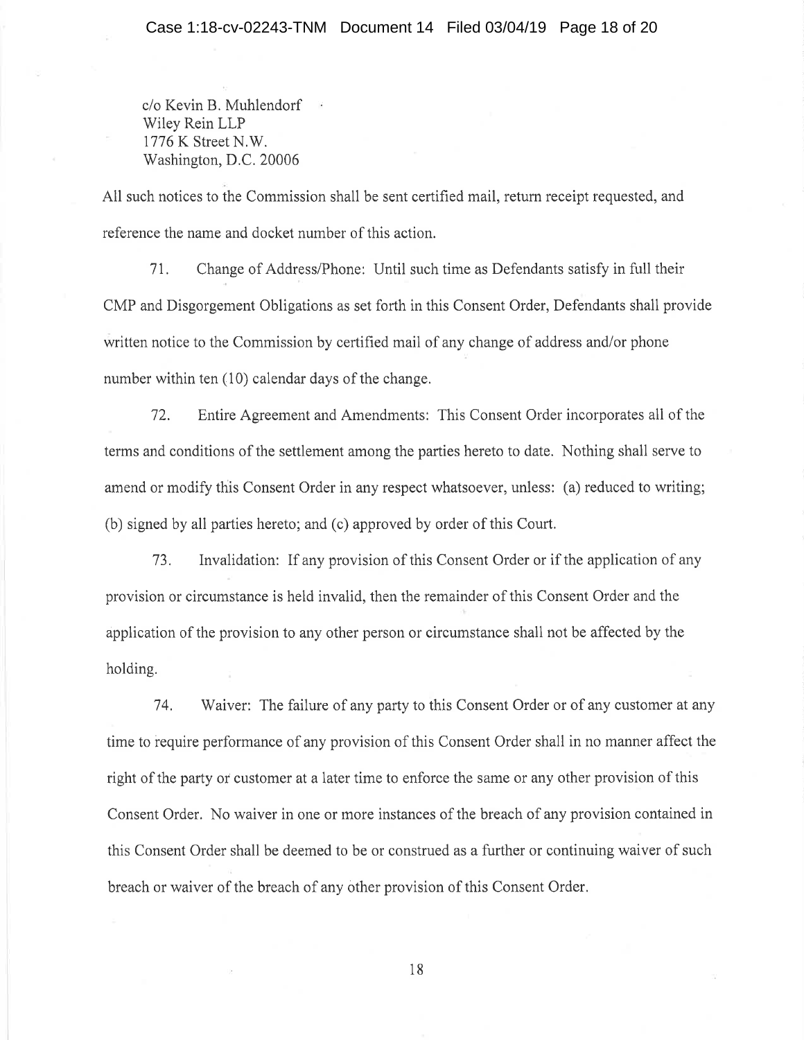c/o Kevin B. Muhlendorf
Wiley Rein LLP
1776 K Street N.W.
Washington, D.C. 20006

All such notices to the Commission shall be sent certified mail, return receipt requested, and reference the name and docket number of this action.

71. Change of Address/Phone: Until such time as Defendants satisfy in full their CMP and Disgorgement Obligations as set forth in this Consent Order, Defendants shall provide written notice to the Commission by certified mail of any change of address and/or phone number within ten (10) calendar days of the change.

72. Entire Agreement and Amendments: This Consent Order incorporates all of the terms and conditions of the settlement among the parties hereto to date. Nothing shall serve to amend or modify this Consent Order in any respect whatsoever, unless: (a) reduced to writing; (b) signed by all parties hereto; and (c) approved by order of this Court.

73. Invalidation: If any provision of this Consent Order or if the application of any provision or circumstance is held invalid, then the remainder of this Consent Order and the application of the provision to any other person or circumstance shall not be affected by the holding.

74. Waiver: The failure of any party to this Consent Order or of any customer at any time to require performance of any provision of this Consent Order shall in no manner affect the right of the party or customer at a later time to enforce the same or any other provision of this Consent Order. No waiver in one or more instances of the breach of any provision contained in this Consent Order shall be deemed to be or construed as a further or continuing waiver of such breach or waiver of the breach of any other provision of this Consent Order.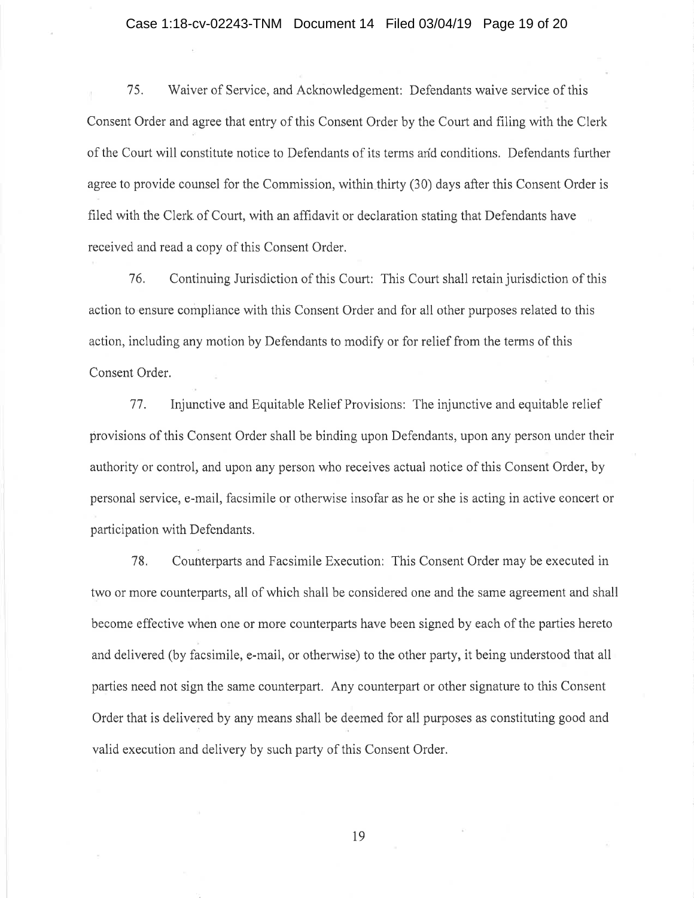75. Waiver of Service, and Acknowledgement: Defendants waive service of this Consent Order and agree that entry of this Consent Order by the Court and filing with the Clerk of the Court will constitute notice to Defendants of its terms and conditions. Defendants further agree to provide counsel for the Commission, within thirty (30) days after this Consent Order is filed with the Clerk of Court, with an affidavit or declaration stating that Defendants have received and read a copy of this Consent Order.

76. Continuing Jurisdiction of this Court: This Court shall retain jurisdiction of this action to ensure compliance with this Consent Order and for all other purposes related to this action, including any motion by Defendants to modify or for relief from the terms of this Consent Order.

77. Injunctive and Equitable Relief Provisions: The injunctive and equitable relief provisions of this Consent Order shall be binding upon Defendants, upon any person under their authority or control, and upon any person who receives actual notice of this Consent Order, by personal service, e-mail, facsimile or otherwise insofar as he or she is acting in active concert or participation with Defendants.

78. Counterparts and Facsimile Execution: This Consent Order may be executed in two or more counterparts, all of which shall be considered one and the same agreement and shall become effective when one or more counterparts have been signed by each of the parties hereto and delivered (by facsimile, e-mail, or otherwise) to the other party, it being understood that all parties need not sign the same counterpart. Any counterpart or other signature to this Consent Order that is delivered by any means shall be deemed for all purposes as constituting good and valid execution and delivery by such party of this Consent Order.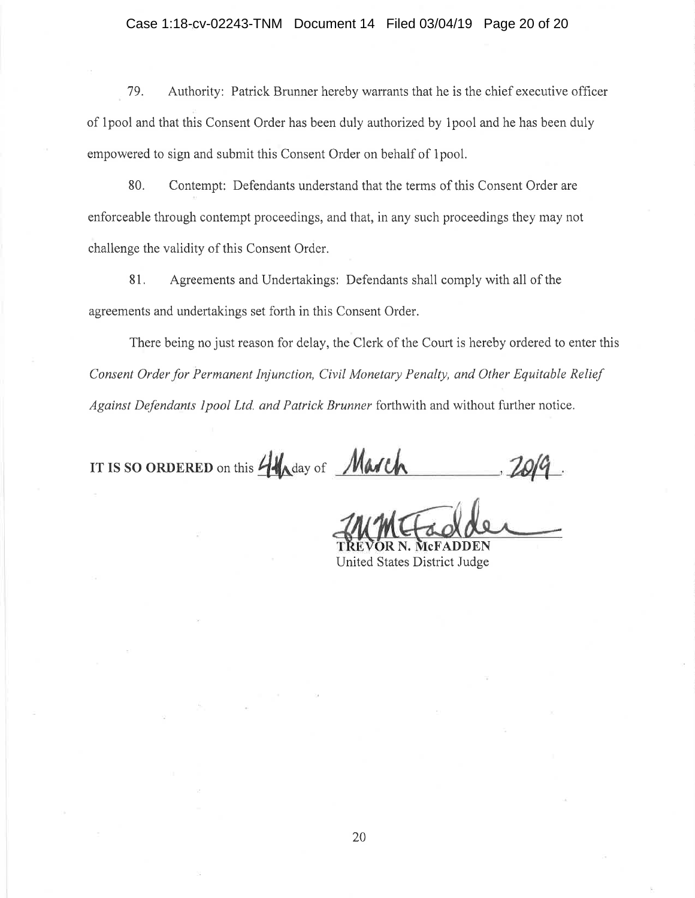79. Authority: Patrick Brunner hereby warrants that he is the chief executive officer of 1pool and that this Consent Order has been duly authorized by 1pool and he has been duly empowered to sign and submit this Consent Order on behalf of 1pool.

80. Contempt: Defendants understand that the terms of this Consent Order are enforceable through contempt proceedings, and that, in any such proceedings they may not challenge the validity of this Consent Order.

81. Agreements and Undertakings: Defendants shall comply with all of the agreements and undertakings set forth in this Consent Order.

There being no just reason for delay, the Clerk of the Court is hereby ordered to enter this *Consent Order for Permanent Injunction, Civil Monetary Penalty, and Other Equitable Relief Against Defendants 1pool Ltd. and Patrick Brunner* forthwith and without further notice.

**IT IS SO ORDERED** on this 4th day of March, 2019.

**TREVOR N. McFADDEN**
United States District Judge